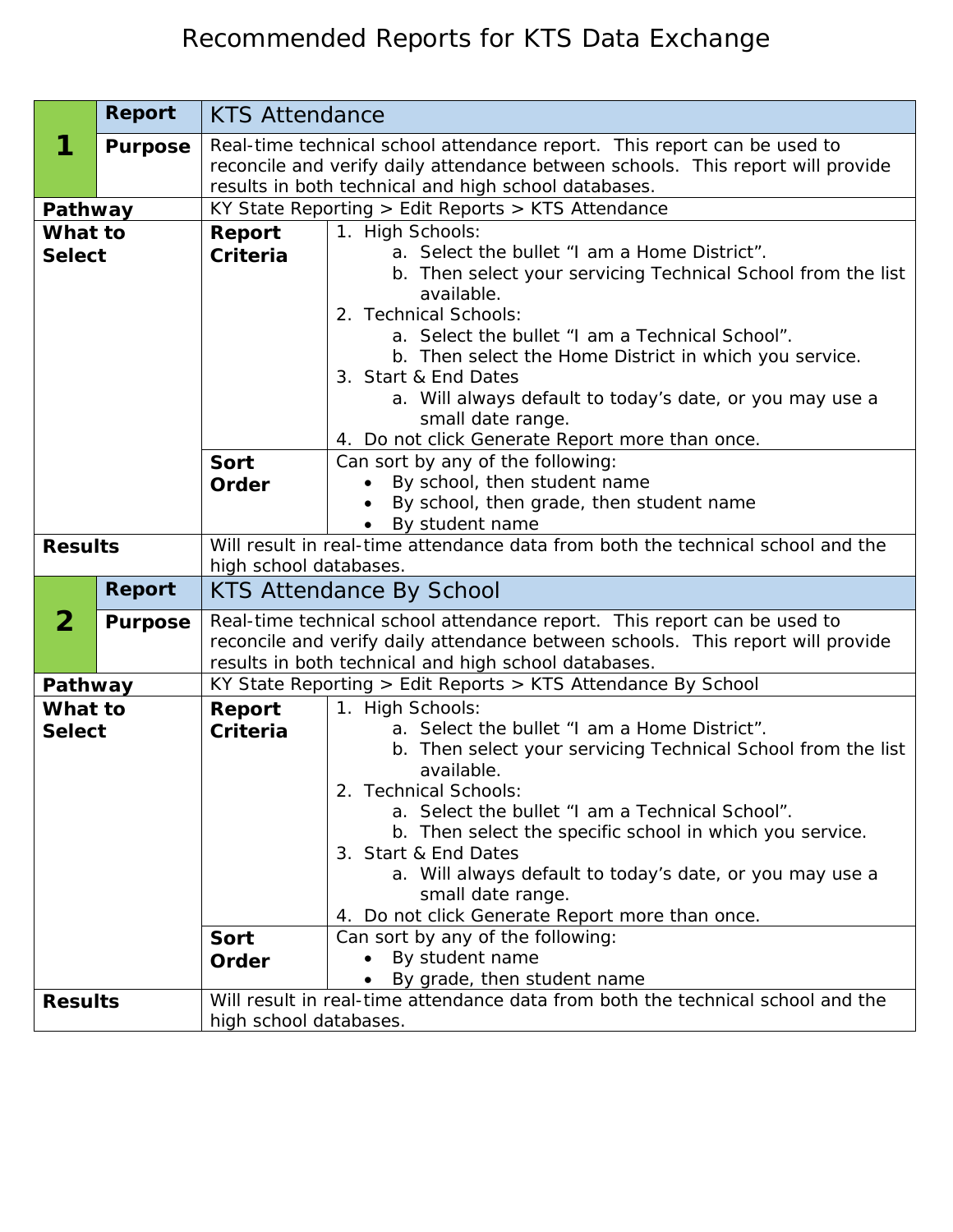# Recommended Reports for KTS Data Exchange

| | | | |
|---|---|---|---|
| **1** | **Report** | KTS Attendance | |
| | **Purpose** | Real-time technical school attendance report. This report can be used to reconcile and verify daily attendance between schools. This report will provide results in both technical and high school databases. | |
| **Pathway** | | KY State Reporting > Edit Reports > KTS Attendance | |
| **What to Select** | | **Report Criteria** | 1. High Schools:<br>a. Select the bullet "I am a Home District".<br>b. Then select your servicing Technical School from the list available.<br>2. Technical Schools:<br>a. Select the bullet "I am a Technical School".<br>b. Then select the Home District in which you service.<br>3. Start & End Dates<br>a. Will always default to today's date, or you may use a small date range.<br>4. Do not click Generate Report more than once. |
| | | **Sort Order** | Can sort by any of the following:<br>• By school, then student name<br>• By school, then grade, then student name<br>• By student name |
| **Results** | | Will result in real-time attendance data from both the technical school and the high school databases. | |
| **2** | **Report** | KTS Attendance By School | |
| | **Purpose** | Real-time technical school attendance report. This report can be used to reconcile and verify daily attendance between schools. This report will provide results in both technical and high school databases. | |
| **Pathway** | | KY State Reporting > Edit Reports > KTS Attendance By School | |
| **What to Select** | | **Report Criteria** | 1. High Schools:<br>a. Select the bullet "I am a Home District".<br>b. Then select your servicing Technical School from the list available.<br>2. Technical Schools:<br>a. Select the bullet "I am a Technical School".<br>b. Then select the specific school in which you service.<br>3. Start & End Dates<br>a. Will always default to today's date, or you may use a small date range.<br>4. Do not click Generate Report more than once. |
| | | **Sort Order** | Can sort by any of the following:<br>• By student name<br>• By grade, then student name |
| **Results** | | Will result in real-time attendance data from both the technical school and the high school databases. | |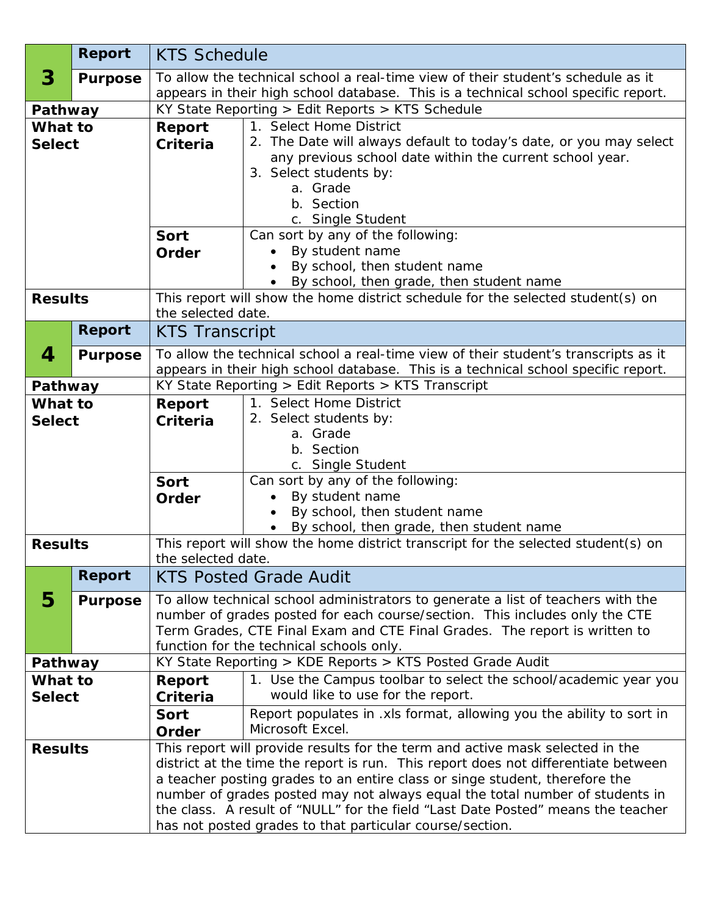| 3 | Report | KTS Schedule | |
|---|---|---|---|
| | **Purpose** | To allow the technical school a real-time view of their student's schedule as it appears in their high school database. This is a technical school specific report. | |
| **Pathway** | | KY State Reporting > Edit Reports > KTS Schedule | |
| **What to Select** | | **Report Criteria** | 1. Select Home District<br>2. The Date will always default to today's date, or you may select any previous school date within the current school year.<br>3. Select students by:<br>a. Grade<br>b. Section<br>c. Single Student |
| | | **Sort Order** | Can sort by any of the following:<br>• By student name<br>• By school, then student name<br>• By school, then grade, then student name |
| **Results** | | This report will show the home district schedule for the selected student(s) on the selected date. | |

| 4 | Report | KTS Transcript | |
|---|---|---|---|
| | **Purpose** | To allow the technical school a real-time view of their student's transcripts as it appears in their high school database. This is a technical school specific report. | |
| **Pathway** | | KY State Reporting > Edit Reports > KTS Transcript | |
| **What to Select** | | **Report Criteria** | 1. Select Home District<br>2. Select students by:<br>a. Grade<br>b. Section<br>c. Single Student |
| | | **Sort Order** | Can sort by any of the following:<br>• By student name<br>• By school, then student name<br>• By school, then grade, then student name |
| **Results** | | This report will show the home district transcript for the selected student(s) on the selected date. | |

| 5 | Report | KTS Posted Grade Audit | |
|---|---|---|---|
| | **Purpose** | To allow technical school administrators to generate a list of teachers with the number of grades posted for each course/section. This includes only the CTE Term Grades, CTE Final Exam and CTE Final Grades. The report is written to function for the technical schools only. | |
| **Pathway** | | KY State Reporting > KDE Reports > KTS Posted Grade Audit | |
| **What to Select** | | **Report Criteria** | 1. Use the Campus toolbar to select the school/academic year you would like to use for the report. |
| | | **Sort Order** | Report populates in .xls format, allowing you the ability to sort in Microsoft Excel. |
| **Results** | | This report will provide results for the term and active mask selected in the district at the time the report is run. This report does not differentiate between a teacher posting grades to an entire class or singe student, therefore the number of grades posted may not always equal the total number of students in the class. A result of "NULL" for the field "Last Date Posted" means the teacher has not posted grades to that particular course/section. | |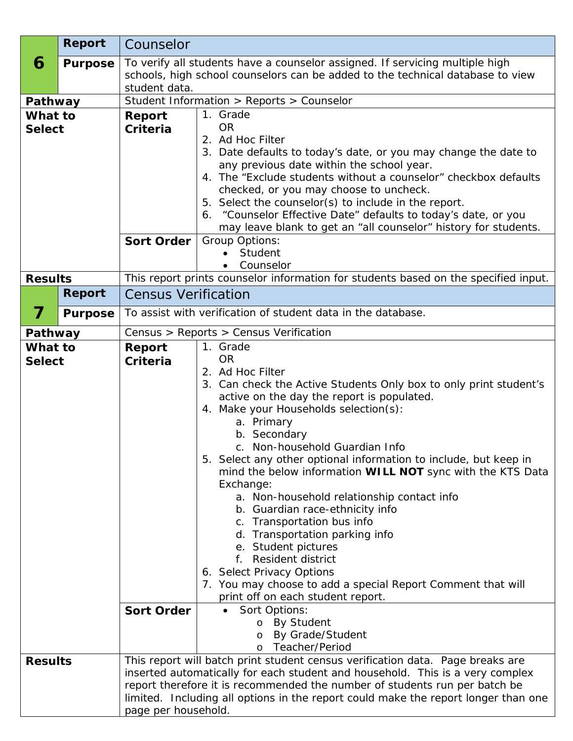| 6 | Report | Counselor | |
|---|---|---|---|
| | **Purpose** | To verify all students have a counselor assigned. If servicing multiple high schools, high school counselors can be added to the technical database to view student data. | |
| **Pathway** | | Student Information > Reports > Counselor | |
| **What to Select** | | **Report Criteria** | 1. Grade<br>OR<br>2. Ad Hoc Filter<br>3. Date defaults to today's date, or you may change the date to any previous date within the school year.<br>4. The "Exclude students without a counselor" checkbox defaults checked, or you may choose to uncheck.<br>5. Select the counselor(s) to include in the report.<br>6. "Counselor Effective Date" defaults to today's date, or you may leave blank to get an "all counselor" history for students. |
| | | **Sort Order** | Group Options:<br>• Student<br>• Counselor |
| **Results** | | This report prints counselor information for students based on the specified input. | |

| 7 | Report | Census Verification | |
|---|---|---|---|
| | **Purpose** | To assist with verification of student data in the database. | |
| **Pathway** | | Census > Reports > Census Verification | |
| **What to Select** | | **Report Criteria** | 1. Grade<br>OR<br>2. Ad Hoc Filter<br>3. Can check the Active Students Only box to only print student's active on the day the report is populated.<br>4. Make your Households selection(s):<br>a. Primary<br>b. Secondary<br>c. Non-household Guardian Info<br>5. Select any other optional information to include, but keep in mind the below information **WILL NOT** sync with the KTS Data Exchange:<br>a. Non-household relationship contact info<br>b. Guardian race-ethnicity info<br>c. Transportation bus info<br>d. Transportation parking info<br>e. Student pictures<br>f. Resident district<br>6. Select Privacy Options<br>7. You may choose to add a special Report Comment that will print off on each student report. |
| | | **Sort Order** | • Sort Options:<br>o By Student<br>o By Grade/Student<br>o Teacher/Period |
| **Results** | | This report will batch print student census verification data. Page breaks are inserted automatically for each student and household. This is a very complex report therefore it is recommended the number of students run per batch be limited. Including all options in the report could make the report longer than one page per household. | |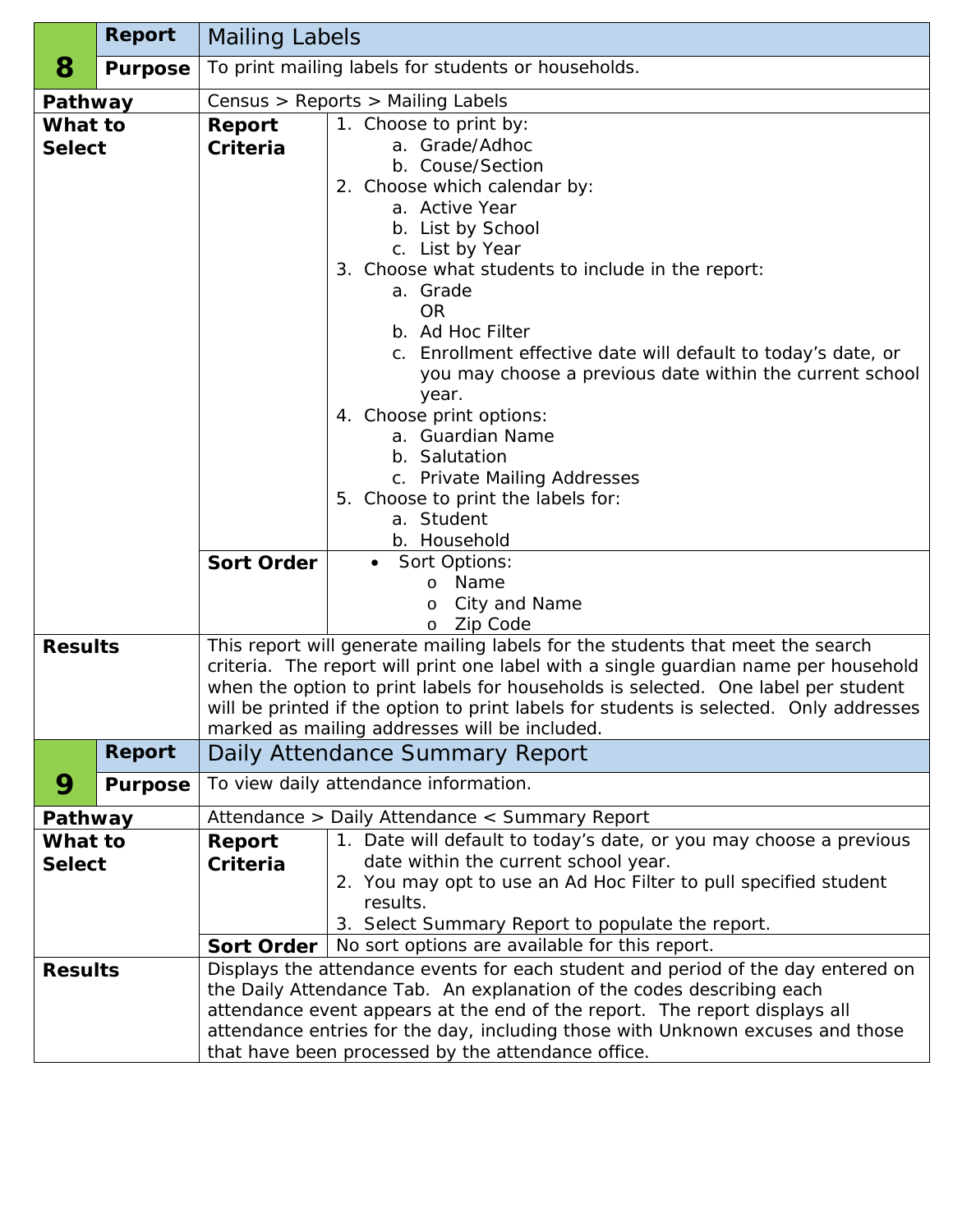| 8 | Report | Mailing Labels |
|---|---|---|
| | Purpose | To print mailing labels for students or households. |

**Pathway:** Census > Reports > Mailing Labels

**What to Select**

**Report Criteria**

1. Choose to print by:
   a. Grade/Adhoc
   b. Couse/Section
2. Choose which calendar by:
   a. Active Year
   b. List by School
   c. List by Year
3. Choose what students to include in the report:
   a. Grade
      OR
   b. Ad Hoc Filter
   c. Enrollment effective date will default to today's date, or you may choose a previous date within the current school year.
4. Choose print options:
   a. Guardian Name
   b. Salutation
   c. Private Mailing Addresses
5. Choose to print the labels for:
   a. Student
   b. Household

**Sort Order**

- Sort Options:
  - Name
  - City and Name
  - Zip Code

**Results:** This report will generate mailing labels for the students that meet the search criteria. The report will print one label with a single guardian name per household when the option to print labels for households is selected. One label per student will be printed if the option to print labels for students is selected. Only addresses marked as mailing addresses will be included.

| 9 | Report | Daily Attendance Summary Report |
|---|---|---|
| | Purpose | To view daily attendance information. |

**Pathway:** Attendance > Daily Attendance < Summary Report

**What to Select**

**Report Criteria**

1. Date will default to today's date, or you may choose a previous date within the current school year.
2. You may opt to use an Ad Hoc Filter to pull specified student results.
3. Select Summary Report to populate the report.

**Sort Order:** No sort options are available for this report.

**Results:** Displays the attendance events for each student and period of the day entered on the Daily Attendance Tab. An explanation of the codes describing each attendance event appears at the end of the report. The report displays all attendance entries for the day, including those with Unknown excuses and those that have been processed by the attendance office.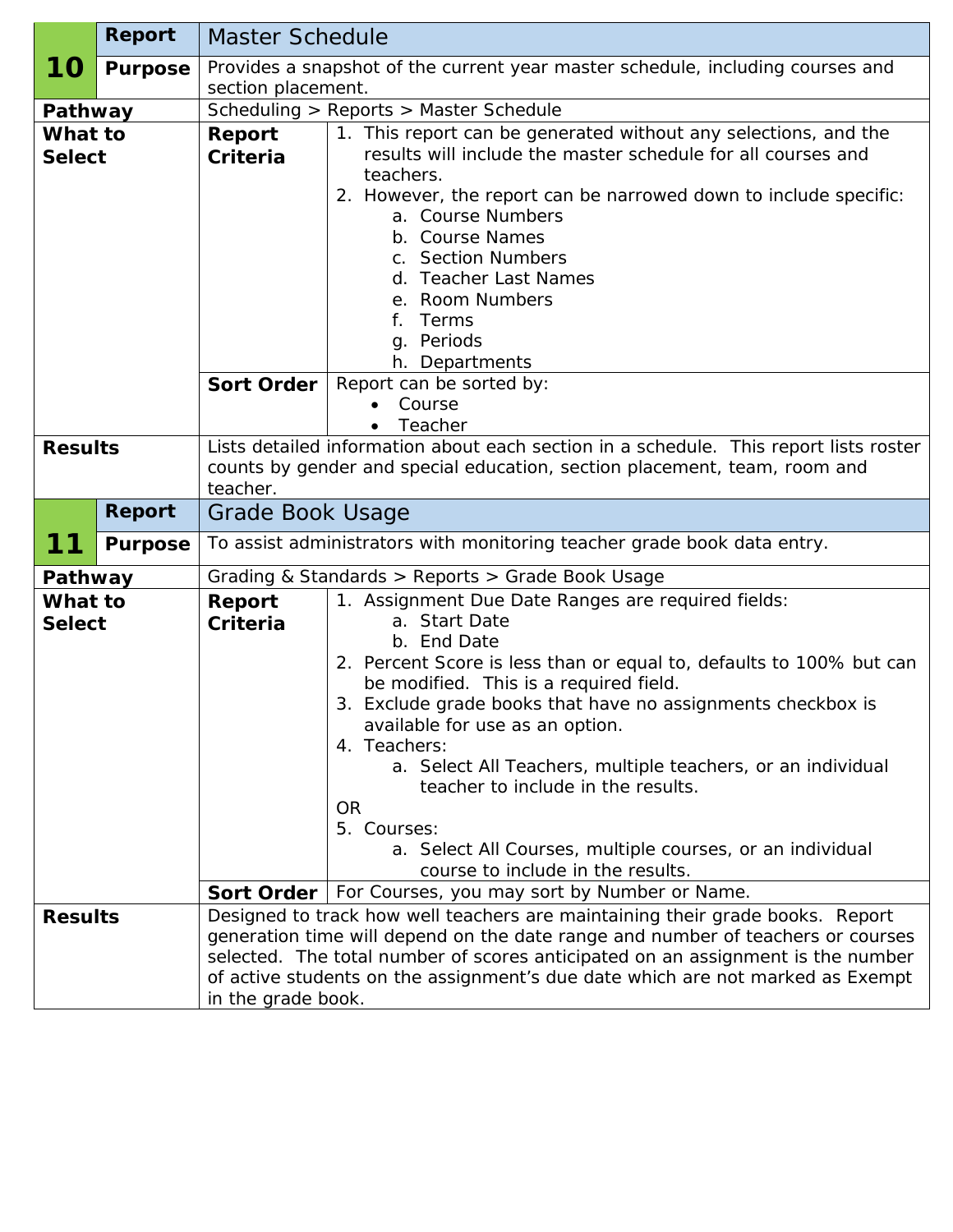| 10 | Report | Master Schedule | |
|---|---|---|---|
| | **Purpose** | Provides a snapshot of the current year master schedule, including courses and section placement. | |
| **Pathway** | | Scheduling > Reports > Master Schedule | |
| **What to Select** | | **Report Criteria** | 1. This report can be generated without any selections, and the results will include the master schedule for all courses and teachers.<br>2. However, the report can be narrowed down to include specific:<br>a. Course Numbers<br>b. Course Names<br>c. Section Numbers<br>d. Teacher Last Names<br>e. Room Numbers<br>f. Terms<br>g. Periods<br>h. Departments |
| | | **Sort Order** | Report can be sorted by:<br>• Course<br>• Teacher |
| **Results** | | Lists detailed information about each section in a schedule. This report lists roster counts by gender and special education, section placement, team, room and teacher. | |

| 11 | Report | Grade Book Usage | |
|---|---|---|---|
| | **Purpose** | To assist administrators with monitoring teacher grade book data entry. | |
| **Pathway** | | Grading & Standards > Reports > Grade Book Usage | |
| **What to Select** | | **Report Criteria** | 1. Assignment Due Date Ranges are required fields:<br>a. Start Date<br>b. End Date<br>2. Percent Score is less than or equal to, defaults to 100% but can be modified. This is a required field.<br>3. Exclude grade books that have no assignments checkbox is available for use as an option.<br>4. Teachers:<br>a. Select All Teachers, multiple teachers, or an individual teacher to include in the results.<br>OR<br>5. Courses:<br>a. Select All Courses, multiple courses, or an individual course to include in the results. |
| | | **Sort Order** | For Courses, you may sort by Number or Name. |
| **Results** | | Designed to track how well teachers are maintaining their grade books. Report generation time will depend on the date range and number of teachers or courses selected. The total number of scores anticipated on an assignment is the number of active students on the assignment's due date which are not marked as Exempt in the grade book. | |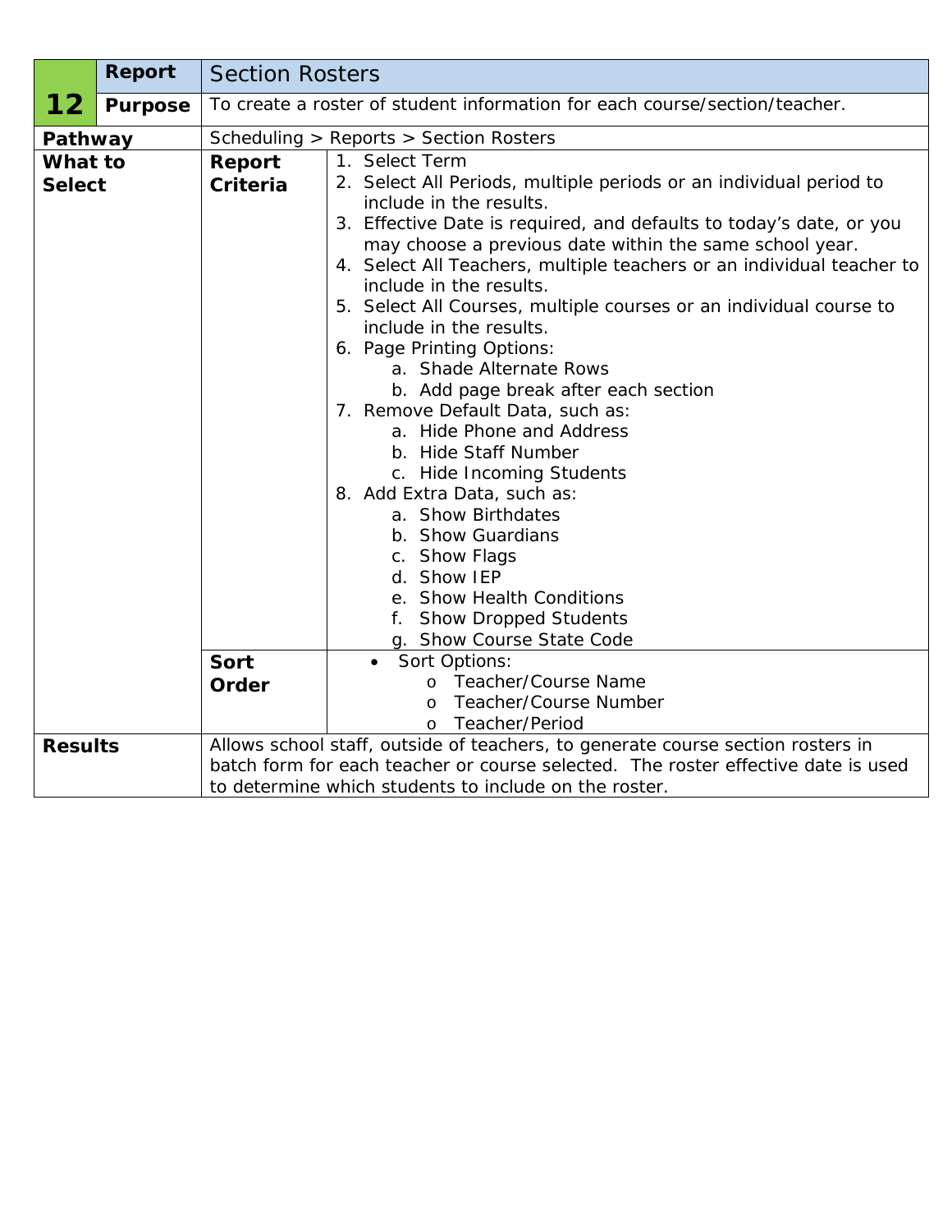| 12 | Report | Section Rosters | |
|---|---|---|---|
| | **Purpose** | To create a roster of student information for each course/section/teacher. | |
| **Pathway** | | Scheduling > Reports > Section Rosters | |
| **What to Select** | | **Report Criteria** | 1. Select Term<br>2. Select All Periods, multiple periods or an individual period to include in the results.<br>3. Effective Date is required, and defaults to today's date, or you may choose a previous date within the same school year.<br>4. Select All Teachers, multiple teachers or an individual teacher to include in the results.<br>5. Select All Courses, multiple courses or an individual course to include in the results.<br>6. Page Printing Options:<br>&nbsp;&nbsp;&nbsp;&nbsp;a. Shade Alternate Rows<br>&nbsp;&nbsp;&nbsp;&nbsp;b. Add page break after each section<br>7. Remove Default Data, such as:<br>&nbsp;&nbsp;&nbsp;&nbsp;a. Hide Phone and Address<br>&nbsp;&nbsp;&nbsp;&nbsp;b. Hide Staff Number<br>&nbsp;&nbsp;&nbsp;&nbsp;c. Hide Incoming Students<br>8. Add Extra Data, such as:<br>&nbsp;&nbsp;&nbsp;&nbsp;a. Show Birthdates<br>&nbsp;&nbsp;&nbsp;&nbsp;b. Show Guardians<br>&nbsp;&nbsp;&nbsp;&nbsp;c. Show Flags<br>&nbsp;&nbsp;&nbsp;&nbsp;d. Show IEP<br>&nbsp;&nbsp;&nbsp;&nbsp;e. Show Health Conditions<br>&nbsp;&nbsp;&nbsp;&nbsp;f. Show Dropped Students<br>&nbsp;&nbsp;&nbsp;&nbsp;g. Show Course State Code |
| | | **Sort Order** | • Sort Options:<br>&nbsp;&nbsp;&nbsp;&nbsp;o Teacher/Course Name<br>&nbsp;&nbsp;&nbsp;&nbsp;o Teacher/Course Number<br>&nbsp;&nbsp;&nbsp;&nbsp;o Teacher/Period |
| **Results** | | Allows school staff, outside of teachers, to generate course section rosters in batch form for each teacher or course selected. The roster effective date is used to determine which students to include on the roster. | |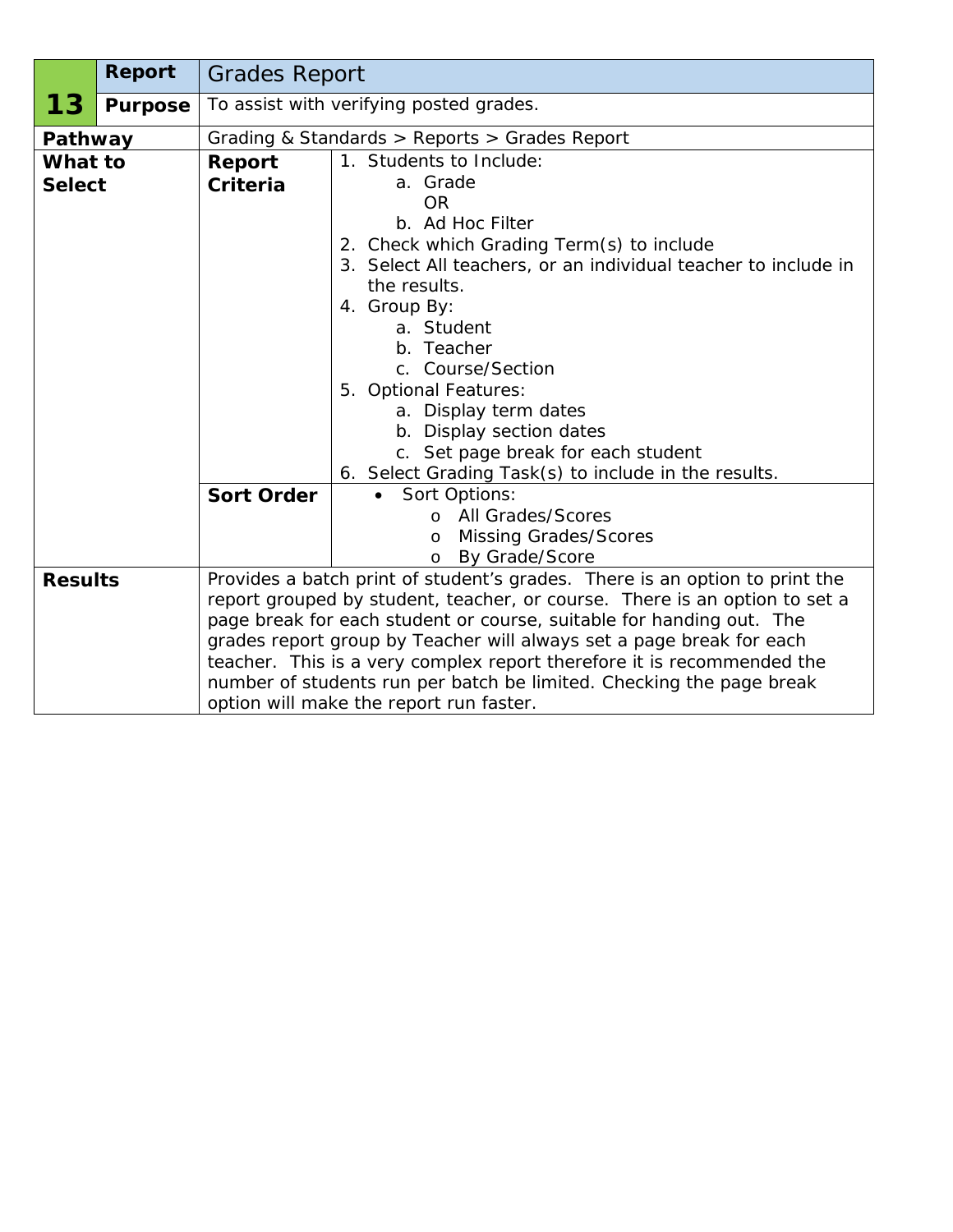| 13 | Report | Grades Report | |
|---|---|---|---|
| | **Purpose** | To assist with verifying posted grades. | |
| **Pathway** | | Grading & Standards > Reports > Grades Report | |
| **What to Select** | | **Report Criteria** | 1. Students to Include:<br>a. Grade<br>OR<br>b. Ad Hoc Filter<br>2. Check which Grading Term(s) to include<br>3. Select All teachers, or an individual teacher to include in the results.<br>4. Group By:<br>a. Student<br>b. Teacher<br>c. Course/Section<br>5. Optional Features:<br>a. Display term dates<br>b. Display section dates<br>c. Set page break for each student<br>6. Select Grading Task(s) to include in the results. |
| | | **Sort Order** | • Sort Options:<br>o All Grades/Scores<br>o Missing Grades/Scores<br>o By Grade/Score |
| **Results** | | Provides a batch print of student's grades. There is an option to print the report grouped by student, teacher, or course. There is an option to set a page break for each student or course, suitable for handing out. The grades report group by Teacher will always set a page break for each teacher. This is a very complex report therefore it is recommended the number of students run per batch be limited. Checking the page break option will make the report run faster. | |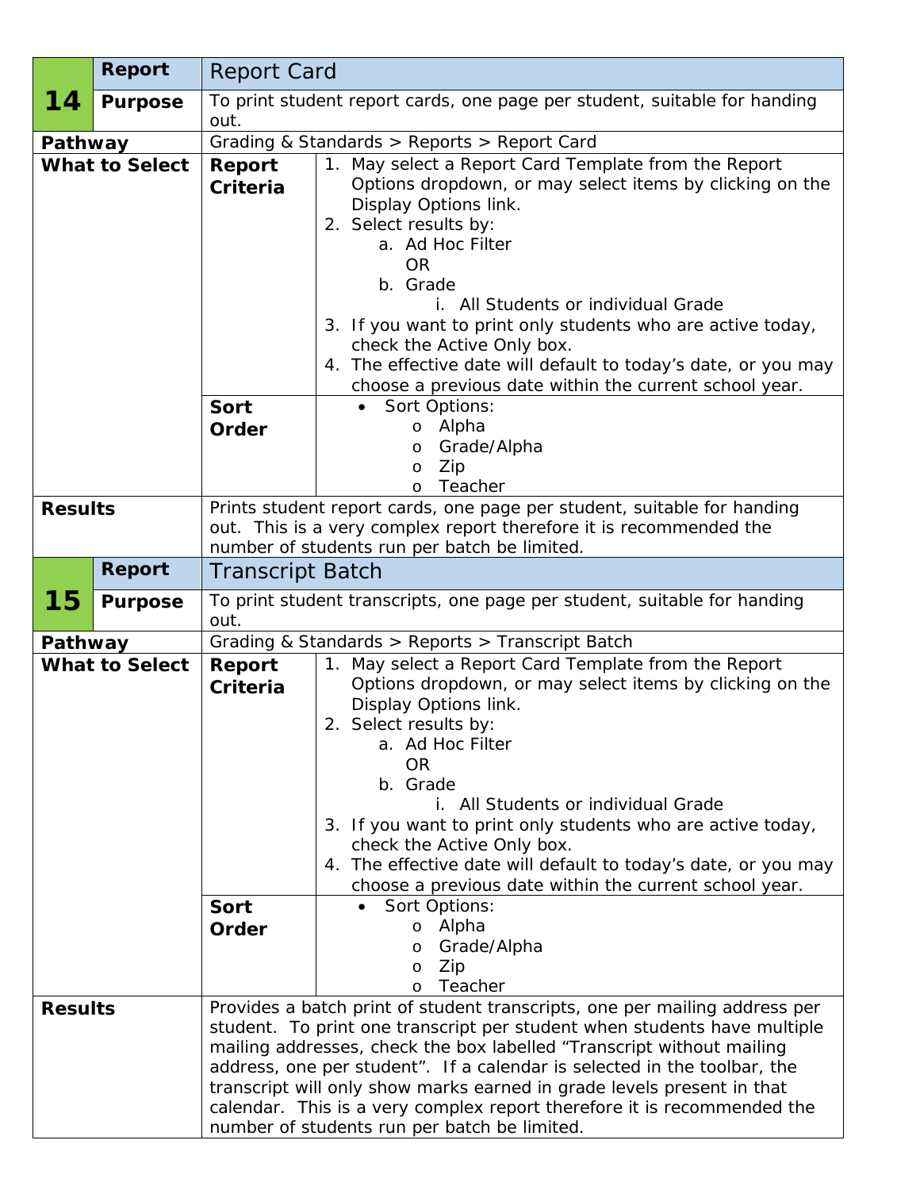| | | | |
|---|---|---|---|
| **14** | **Report** | Report Card | |
| | **Purpose** | To print student report cards, one page per student, suitable for handing out. | |
| **Pathway** | | Grading & Standards > Reports > Report Card | |
| **What to Select** | | **Report Criteria** | 1. May select a Report Card Template from the Report Options dropdown, or may select items by clicking on the Display Options link.<br>2. Select results by:<br>a. Ad Hoc Filter<br>OR<br>b. Grade<br>i. All Students or individual Grade<br>3. If you want to print only students who are active today, check the Active Only box.<br>4. The effective date will default to today's date, or you may choose a previous date within the current school year. |
| | | **Sort Order** | • Sort Options:<br>o Alpha<br>o Grade/Alpha<br>o Zip<br>o Teacher |
| **Results** | | Prints student report cards, one page per student, suitable for handing out. This is a very complex report therefore it is recommended the number of students run per batch be limited. | |

| | | | |
|---|---|---|---|
| **15** | **Report** | Transcript Batch | |
| | **Purpose** | To print student transcripts, one page per student, suitable for handing out. | |
| **Pathway** | | Grading & Standards > Reports > Transcript Batch | |
| **What to Select** | | **Report Criteria** | 1. May select a Report Card Template from the Report Options dropdown, or may select items by clicking on the Display Options link.<br>2. Select results by:<br>a. Ad Hoc Filter<br>OR<br>b. Grade<br>i. All Students or individual Grade<br>3. If you want to print only students who are active today, check the Active Only box.<br>4. The effective date will default to today's date, or you may choose a previous date within the current school year. |
| | | **Sort Order** | • Sort Options:<br>o Alpha<br>o Grade/Alpha<br>o Zip<br>o Teacher |
| **Results** | | Provides a batch print of student transcripts, one per mailing address per student. To print one transcript per student when students have multiple mailing addresses, check the box labelled "Transcript without mailing address, one per student". If a calendar is selected in the toolbar, the transcript will only show marks earned in grade levels present in that calendar. This is a very complex report therefore it is recommended the number of students run per batch be limited. | |